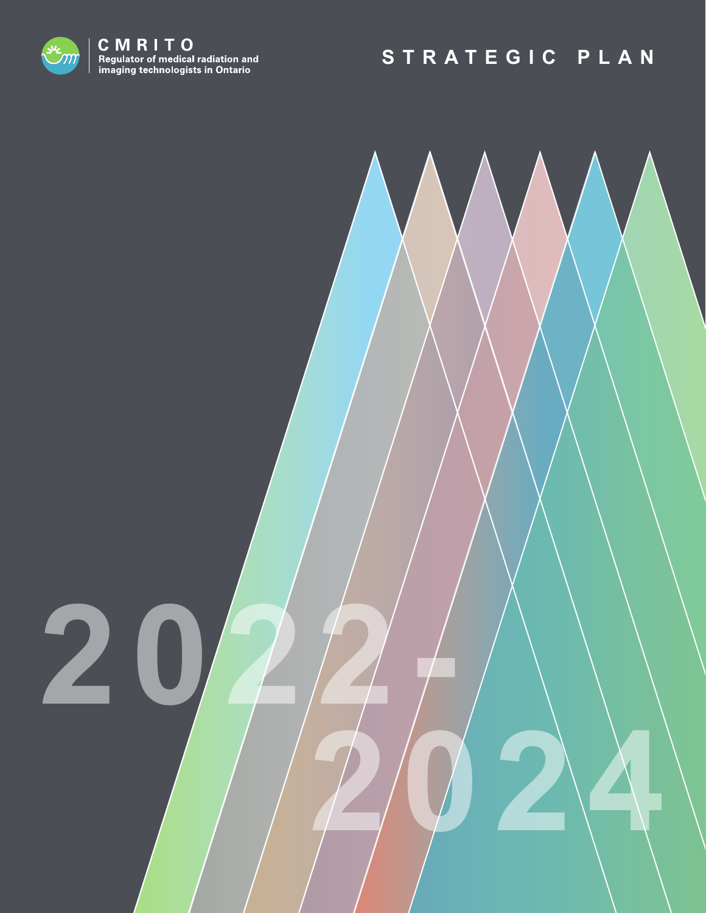CMRITO

Regulator of medical radiation and imaging technologists in Ontario

# STRATEGIC PLAN

# 2022-2024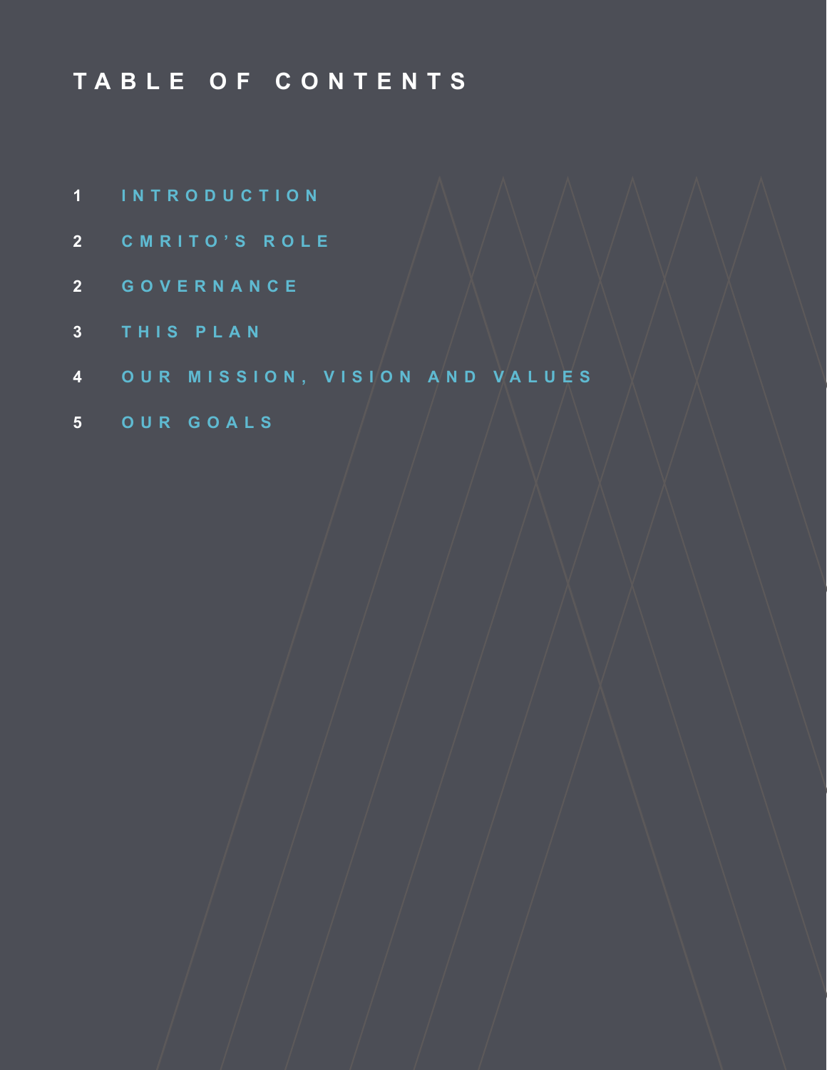# TABLE OF CONTENTS

1 INTRODUCTION

2 CMRITO'S ROLE

2 GOVERNANCE

3 THIS PLAN

4 OUR MISSION, VISION AND VALUES

5 OUR GOALS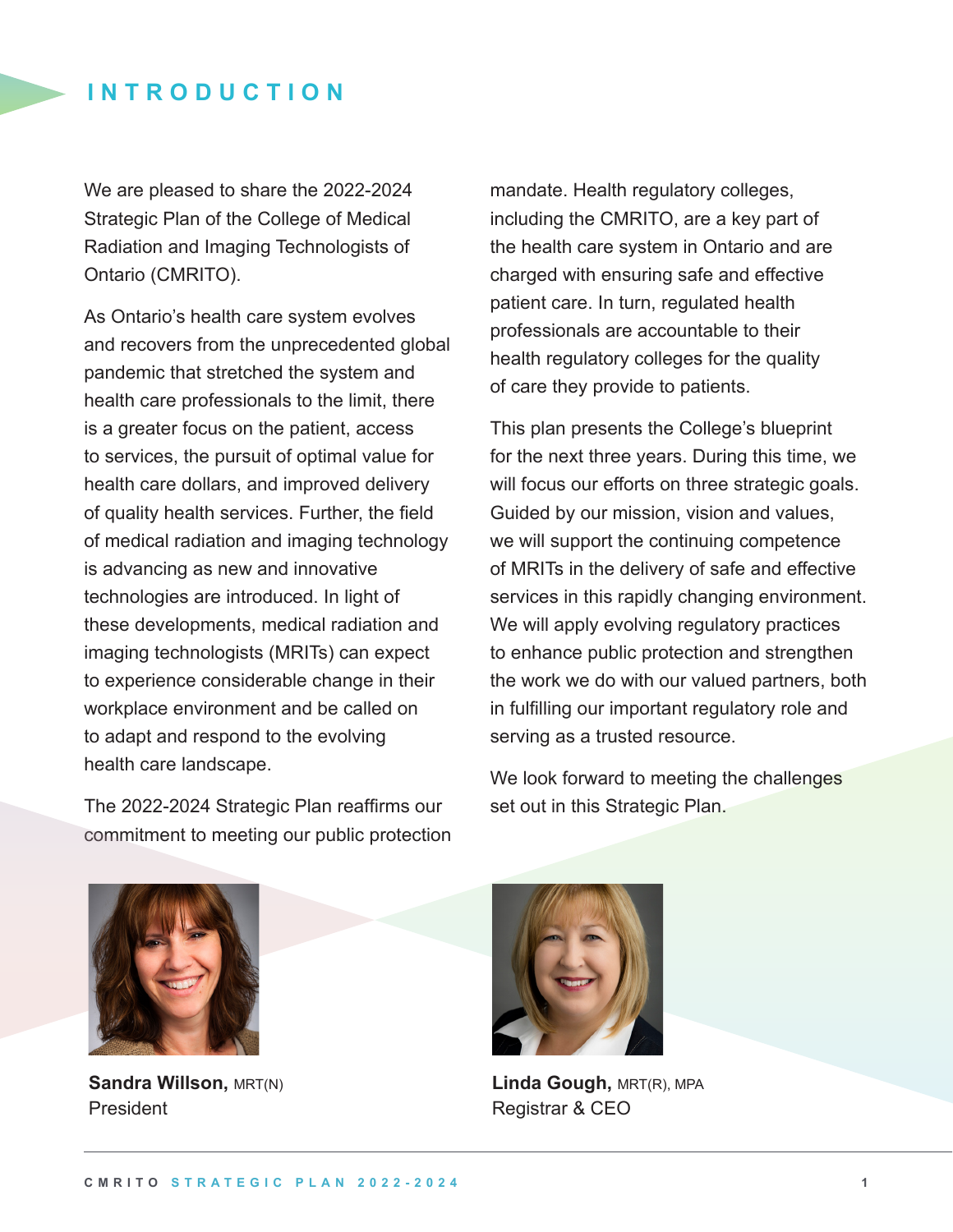# INTRODUCTION

We are pleased to share the 2022-2024 Strategic Plan of the College of Medical Radiation and Imaging Technologists of Ontario (CMRITO).

As Ontario's health care system evolves and recovers from the unprecedented global pandemic that stretched the system and health care professionals to the limit, there is a greater focus on the patient, access to services, the pursuit of optimal value for health care dollars, and improved delivery of quality health services. Further, the field of medical radiation and imaging technology is advancing as new and innovative technologies are introduced. In light of these developments, medical radiation and imaging technologists (MRITs) can expect to experience considerable change in their workplace environment and be called on to adapt and respond to the evolving health care landscape.

The 2022-2024 Strategic Plan reaffirms our commitment to meeting our public protection mandate. Health regulatory colleges, including the CMRITO, are a key part of the health care system in Ontario and are charged with ensuring safe and effective patient care. In turn, regulated health professionals are accountable to their health regulatory colleges for the quality of care they provide to patients.

This plan presents the College's blueprint for the next three years. During this time, we will focus our efforts on three strategic goals. Guided by our mission, vision and values, we will support the continuing competence of MRITs in the delivery of safe and effective services in this rapidly changing environment. We will apply evolving regulatory practices to enhance public protection and strengthen the work we do with our valued partners, both in fulfilling our important regulatory role and serving as a trusted resource.

We look forward to meeting the challenges set out in this Strategic Plan.

**Sandra Willson,** MRT(N)
President

**Linda Gough,** MRT(R), MPA
Registrar & CEO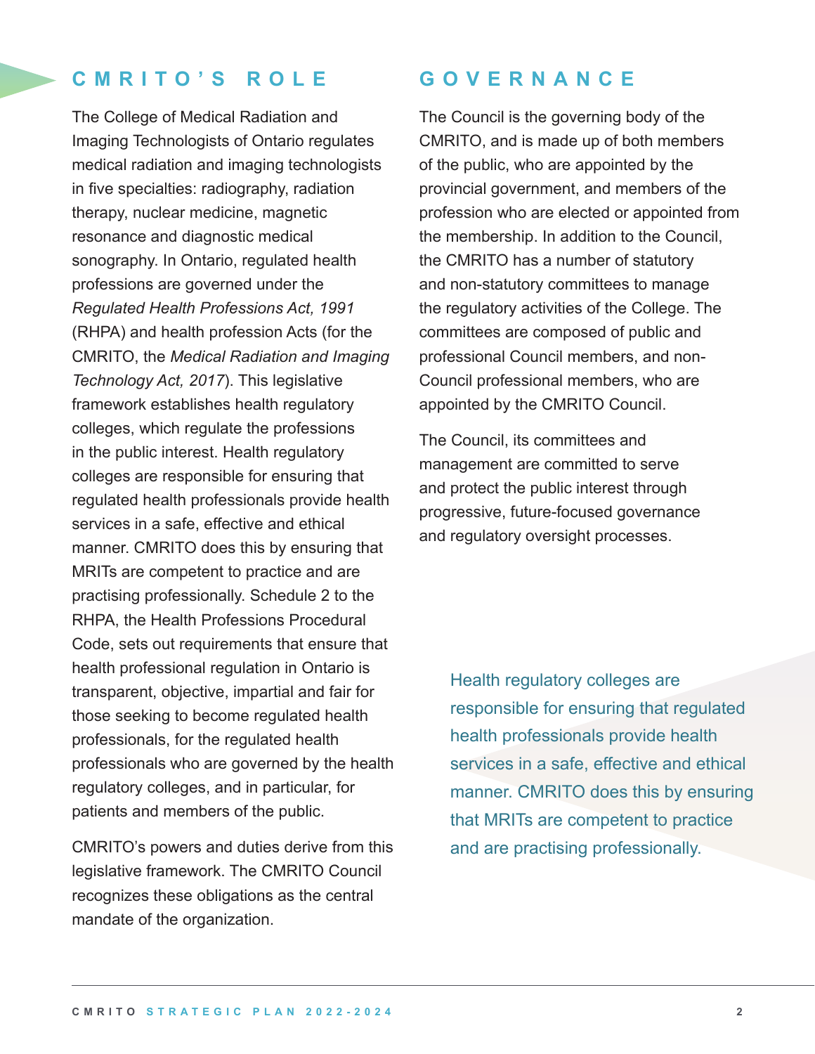## CMRITO'S ROLE

The College of Medical Radiation and Imaging Technologists of Ontario regulates medical radiation and imaging technologists in five specialties: radiography, radiation therapy, nuclear medicine, magnetic resonance and diagnostic medical sonography. In Ontario, regulated health professions are governed under the *Regulated Health Professions Act, 1991* (RHPA) and health profession Acts (for the CMRITO, the *Medical Radiation and Imaging Technology Act, 2017*). This legislative framework establishes health regulatory colleges, which regulate the professions in the public interest. Health regulatory colleges are responsible for ensuring that regulated health professionals provide health services in a safe, effective and ethical manner. CMRITO does this by ensuring that MRITs are competent to practice and are practising professionally. Schedule 2 to the RHPA, the Health Professions Procedural Code, sets out requirements that ensure that health professional regulation in Ontario is transparent, objective, impartial and fair for those seeking to become regulated health professionals, for the regulated health professionals who are governed by the health regulatory colleges, and in particular, for patients and members of the public.

CMRITO's powers and duties derive from this legislative framework. The CMRITO Council recognizes these obligations as the central mandate of the organization.

## GOVERNANCE

The Council is the governing body of the CMRITO, and is made up of both members of the public, who are appointed by the provincial government, and members of the profession who are elected or appointed from the membership. In addition to the Council, the CMRITO has a number of statutory and non-statutory committees to manage the regulatory activities of the College. The committees are composed of public and professional Council members, and non-Council professional members, who are appointed by the CMRITO Council.

The Council, its committees and management are committed to serve and protect the public interest through progressive, future-focused governance and regulatory oversight processes.

> Health regulatory colleges are responsible for ensuring that regulated health professionals provide health services in a safe, effective and ethical manner. CMRITO does this by ensuring that MRITs are competent to practice and are practising professionally.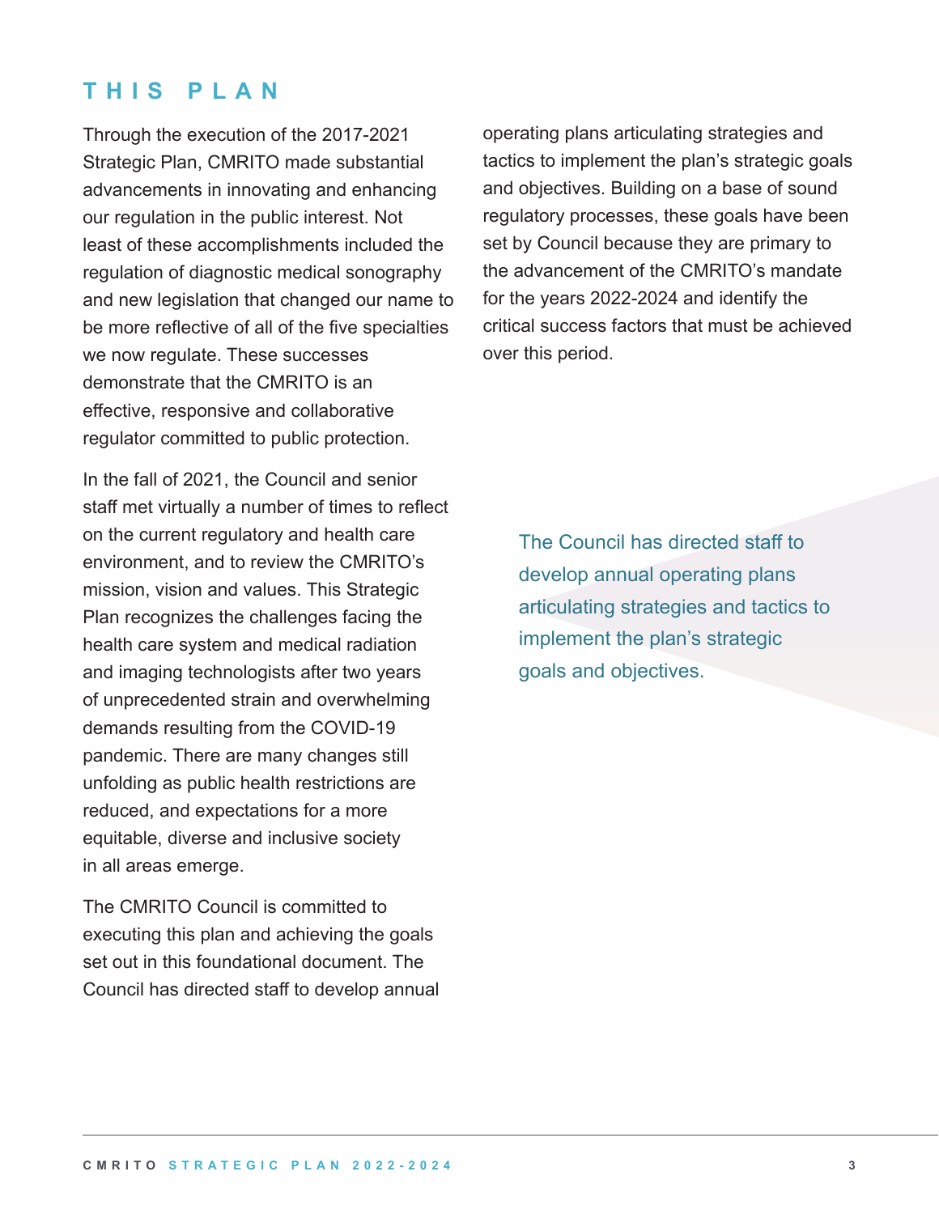# THIS PLAN

Through the execution of the 2017-2021 Strategic Plan, CMRITO made substantial advancements in innovating and enhancing our regulation in the public interest. Not least of these accomplishments included the regulation of diagnostic medical sonography and new legislation that changed our name to be more reflective of all of the five specialties we now regulate. These successes demonstrate that the CMRITO is an effective, responsive and collaborative regulator committed to public protection.

In the fall of 2021, the Council and senior staff met virtually a number of times to reflect on the current regulatory and health care environment, and to review the CMRITO's mission, vision and values. This Strategic Plan recognizes the challenges facing the health care system and medical radiation and imaging technologists after two years of unprecedented strain and overwhelming demands resulting from the COVID-19 pandemic. There are many changes still unfolding as public health restrictions are reduced, and expectations for a more equitable, diverse and inclusive society in all areas emerge.

The CMRITO Council is committed to executing this plan and achieving the goals set out in this foundational document. The Council has directed staff to develop annual operating plans articulating strategies and tactics to implement the plan's strategic goals and objectives. Building on a base of sound regulatory processes, these goals have been set by Council because they are primary to the advancement of the CMRITO's mandate for the years 2022-2024 and identify the critical success factors that must be achieved over this period.

> The Council has directed staff to develop annual operating plans articulating strategies and tactics to implement the plan's strategic goals and objectives.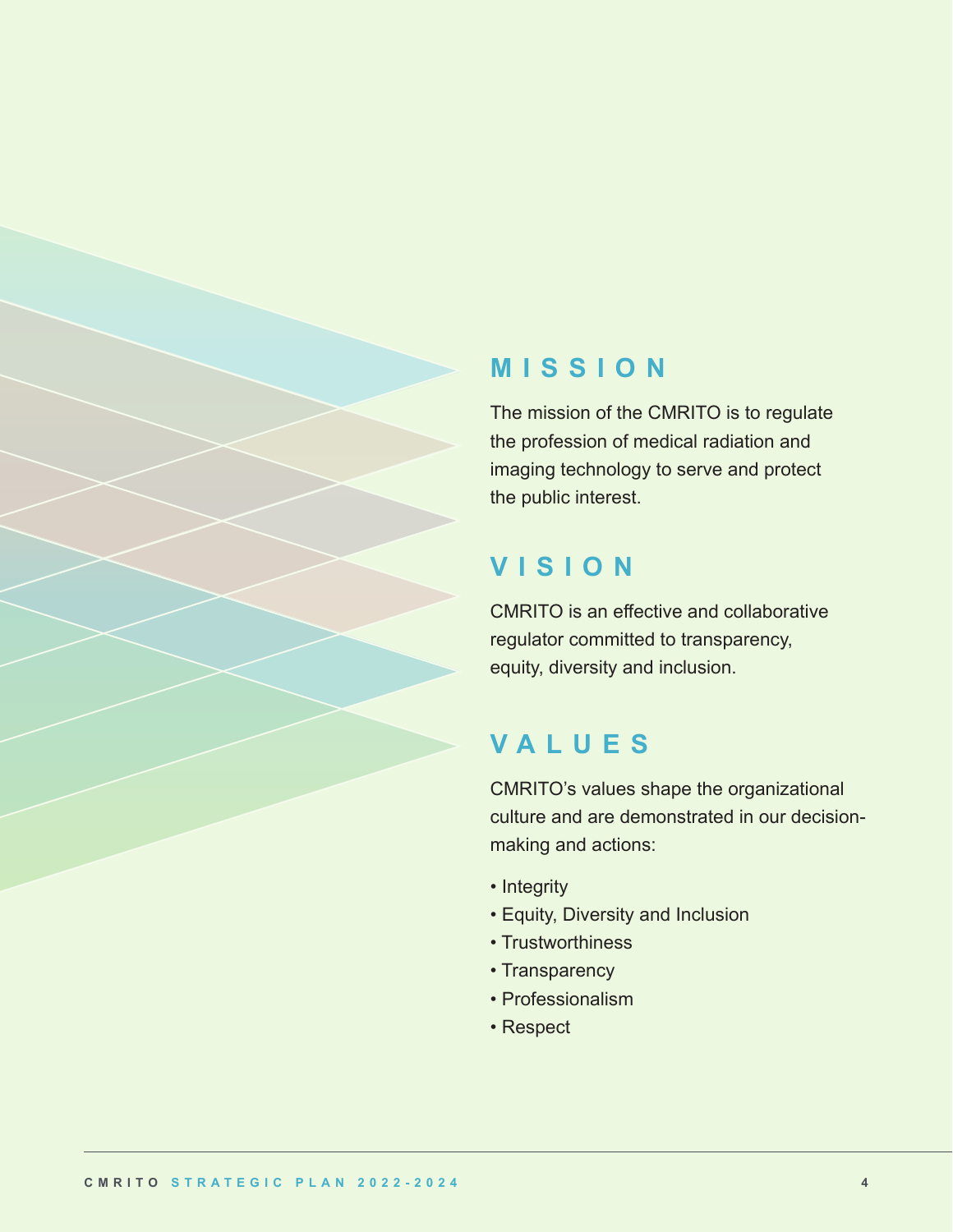## MISSION

The mission of the CMRITO is to regulate the profession of medical radiation and imaging technology to serve and protect the public interest.

## VISION

CMRITO is an effective and collaborative regulator committed to transparency, equity, diversity and inclusion.

## VALUES

CMRITO's values shape the organizational culture and are demonstrated in our decision-making and actions:

- Integrity
- Equity, Diversity and Inclusion
- Trustworthiness
- Transparency
- Professionalism
- Respect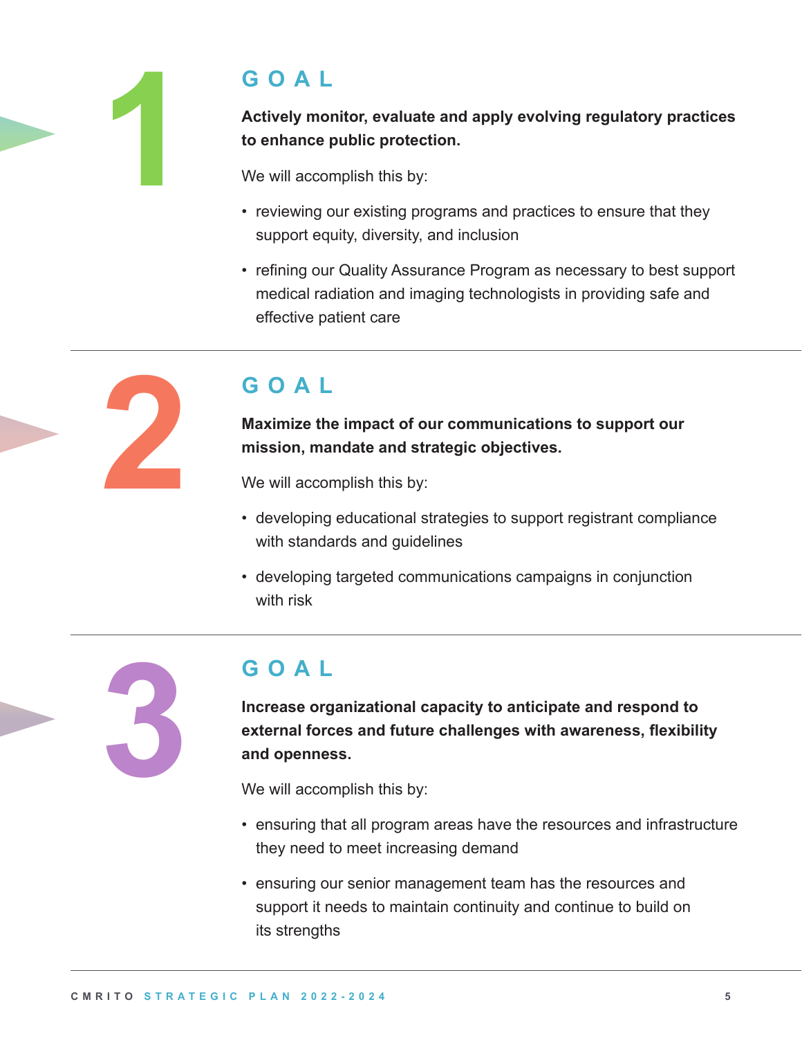## 1 GOAL

**Actively monitor, evaluate and apply evolving regulatory practices to enhance public protection.**

We will accomplish this by:

- reviewing our existing programs and practices to ensure that they support equity, diversity, and inclusion
- refining our Quality Assurance Program as necessary to best support medical radiation and imaging technologists in providing safe and effective patient care

## 2 GOAL

**Maximize the impact of our communications to support our mission, mandate and strategic objectives.**

We will accomplish this by:

- developing educational strategies to support registrant compliance with standards and guidelines
- developing targeted communications campaigns in conjunction with risk

## 3 GOAL

**Increase organizational capacity to anticipate and respond to external forces and future challenges with awareness, flexibility and openness.**

We will accomplish this by:

- ensuring that all program areas have the resources and infrastructure they need to meet increasing demand
- ensuring our senior management team has the resources and support it needs to maintain continuity and continue to build on its strengths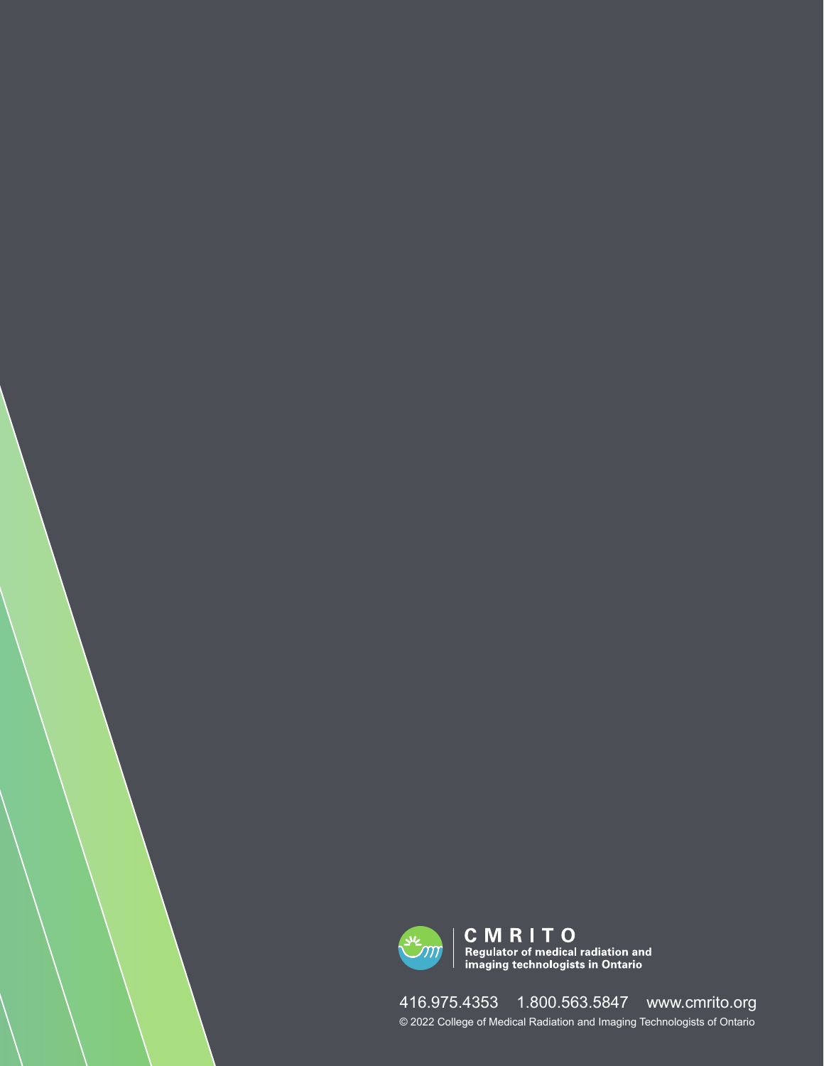**CMRITO**
Regulator of medical radiation and imaging technologists in Ontario

416.975.4353 1.800.563.5847 www.cmrito.org

© 2022 College of Medical Radiation and Imaging Technologists of Ontario